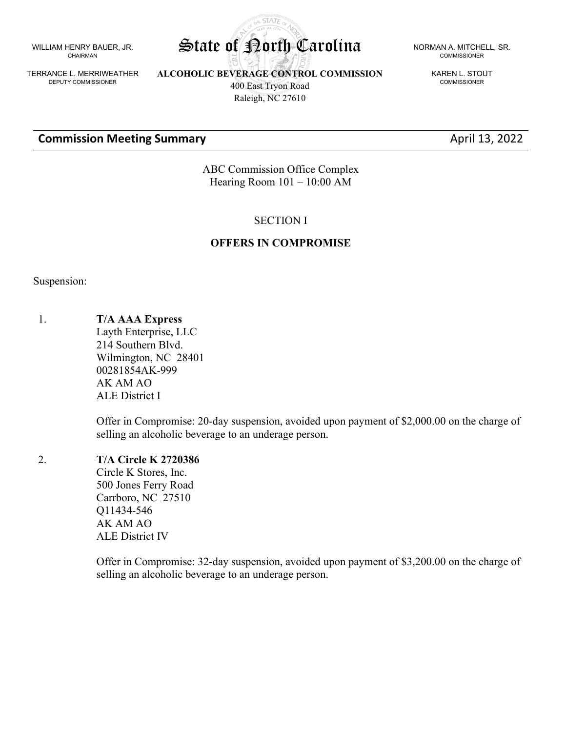WILLIAM HENRY BAUER, JR.
CHAIRMAN

TERRANCE L. MERRIWEATHER
DEPUTY COMMISSIONER

# State of North Carolina

**ALCOHOLIC BEVERAGE CONTROL COMMISSION**
400 East Tryon Road
Raleigh, NC 27610

NORMAN A. MITCHELL, SR.
COMMISSIONER

KAREN L. STOUT
COMMISSIONER

## Commission Meeting Summary

April 13, 2022

ABC Commission Office Complex
Hearing Room 101 – 10:00 AM

SECTION I

**OFFERS IN COMPROMISE**

Suspension:

1. **T/A AAA Express**
   Layth Enterprise, LLC
   214 Southern Blvd.
   Wilmington, NC 28401
   00281854AK-999
   AK AM AO
   ALE District I

   Offer in Compromise: 20-day suspension, avoided upon payment of $2,000.00 on the charge of selling an alcoholic beverage to an underage person.

2. **T/A Circle K 2720386**
   Circle K Stores, Inc.
   500 Jones Ferry Road
   Carrboro, NC 27510
   Q11434-546
   AK AM AO
   ALE District IV

   Offer in Compromise: 32-day suspension, avoided upon payment of $3,200.00 on the charge of selling an alcoholic beverage to an underage person.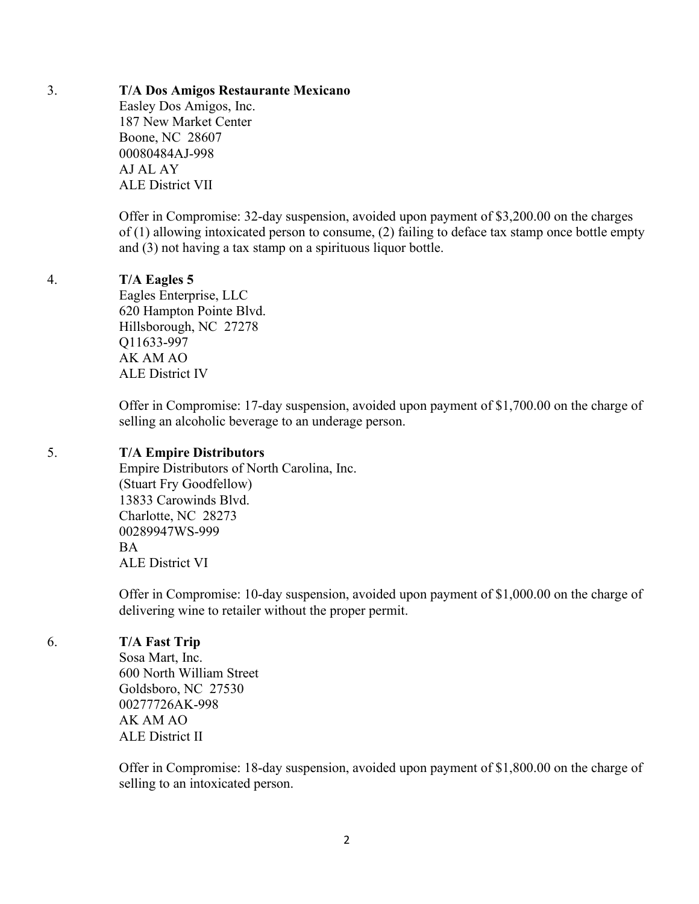3. **T/A Dos Amigos Restaurante Mexicano**
   Easley Dos Amigos, Inc.
   187 New Market Center
   Boone, NC 28607
   00080484AJ-998
   AJ AL AY
   ALE District VII

   Offer in Compromise: 32-day suspension, avoided upon payment of $3,200.00 on the charges of (1) allowing intoxicated person to consume, (2) failing to deface tax stamp once bottle empty and (3) not having a tax stamp on a spirituous liquor bottle.

4. **T/A Eagles 5**
   Eagles Enterprise, LLC
   620 Hampton Pointe Blvd.
   Hillsborough, NC 27278
   Q11633-997
   AK AM AO
   ALE District IV

   Offer in Compromise: 17-day suspension, avoided upon payment of $1,700.00 on the charge of selling an alcoholic beverage to an underage person.

5. **T/A Empire Distributors**
   Empire Distributors of North Carolina, Inc.
   (Stuart Fry Goodfellow)
   13833 Carowinds Blvd.
   Charlotte, NC 28273
   00289947WS-999
   BA
   ALE District VI

   Offer in Compromise: 10-day suspension, avoided upon payment of $1,000.00 on the charge of delivering wine to retailer without the proper permit.

6. **T/A Fast Trip**
   Sosa Mart, Inc.
   600 North William Street
   Goldsboro, NC 27530
   00277726AK-998
   AK AM AO
   ALE District II

   Offer in Compromise: 18-day suspension, avoided upon payment of $1,800.00 on the charge of selling to an intoxicated person.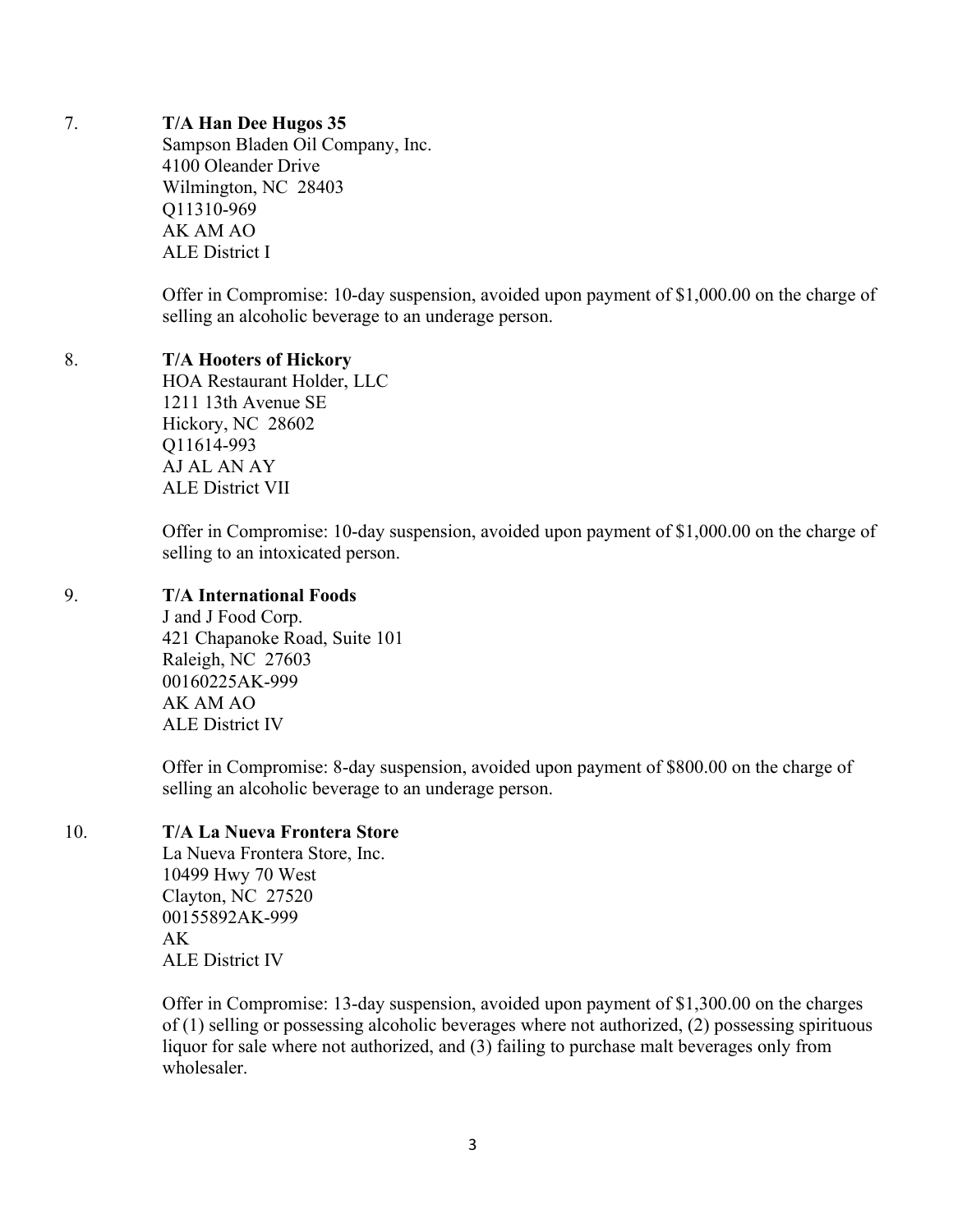7. **T/A Han Dee Hugos 35**
   Sampson Bladen Oil Company, Inc.
   4100 Oleander Drive
   Wilmington, NC 28403
   Q11310-969
   AK AM AO
   ALE District I

   Offer in Compromise: 10-day suspension, avoided upon payment of $1,000.00 on the charge of selling an alcoholic beverage to an underage person.

8. **T/A Hooters of Hickory**
   HOA Restaurant Holder, LLC
   1211 13th Avenue SE
   Hickory, NC 28602
   Q11614-993
   AJ AL AN AY
   ALE District VII

   Offer in Compromise: 10-day suspension, avoided upon payment of $1,000.00 on the charge of selling to an intoxicated person.

9. **T/A International Foods**
   J and J Food Corp.
   421 Chapanoke Road, Suite 101
   Raleigh, NC 27603
   00160225AK-999
   AK AM AO
   ALE District IV

   Offer in Compromise: 8-day suspension, avoided upon payment of $800.00 on the charge of selling an alcoholic beverage to an underage person.

10. **T/A La Nueva Frontera Store**
    La Nueva Frontera Store, Inc.
    10499 Hwy 70 West
    Clayton, NC 27520
    00155892AK-999
    AK
    ALE District IV

    Offer in Compromise: 13-day suspension, avoided upon payment of $1,300.00 on the charges of (1) selling or possessing alcoholic beverages where not authorized, (2) possessing spirituous liquor for sale where not authorized, and (3) failing to purchase malt beverages only from wholesaler.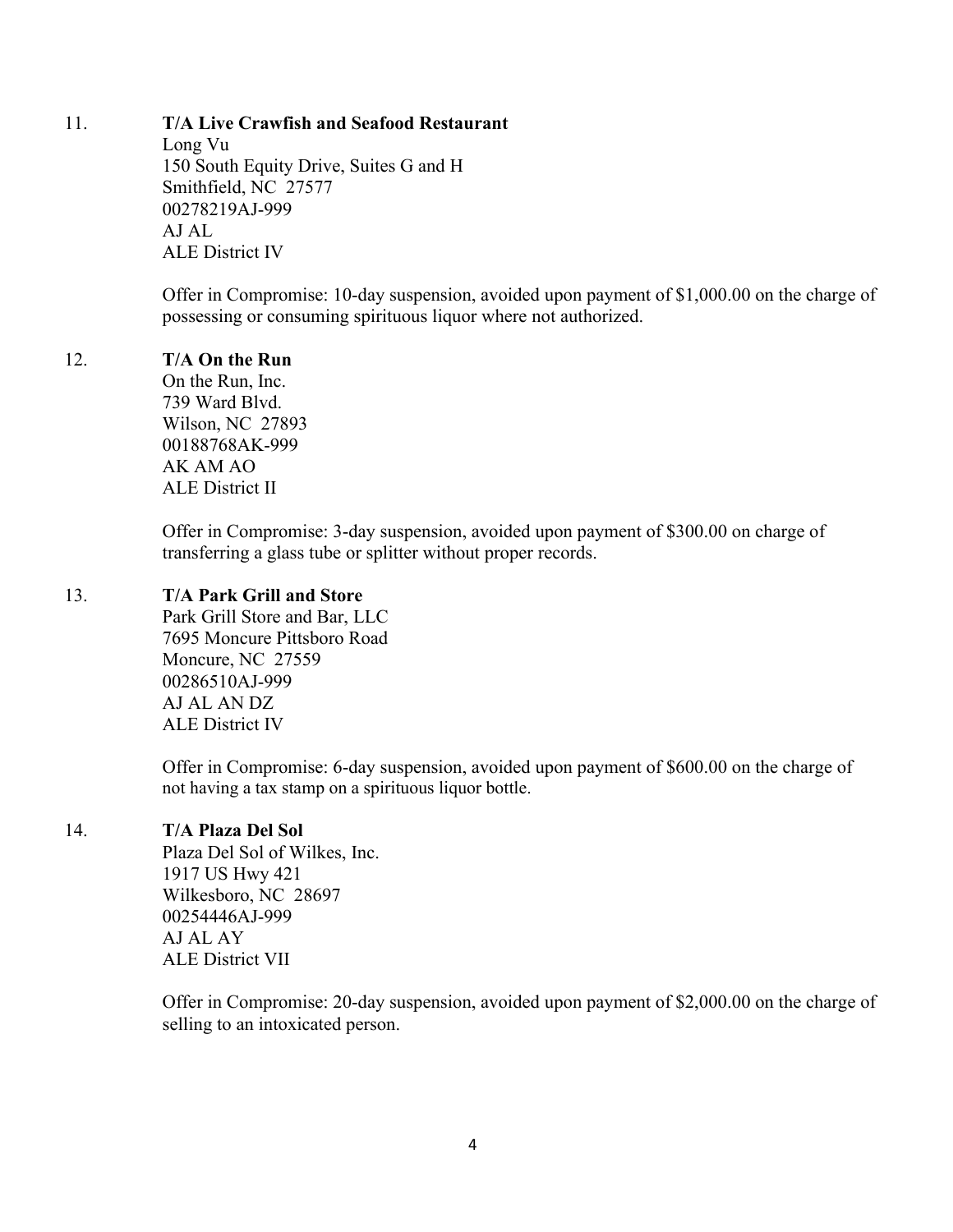11. **T/A Live Crawfish and Seafood Restaurant**
    Long Vu
    150 South Equity Drive, Suites G and H
    Smithfield, NC 27577
    00278219AJ-999
    AJ AL
    ALE District IV

    Offer in Compromise: 10-day suspension, avoided upon payment of $1,000.00 on the charge of possessing or consuming spirituous liquor where not authorized.

12. **T/A On the Run**
    On the Run, Inc.
    739 Ward Blvd.
    Wilson, NC 27893
    00188768AK-999
    AK AM AO
    ALE District II

    Offer in Compromise: 3-day suspension, avoided upon payment of $300.00 on charge of transferring a glass tube or splitter without proper records.

13. **T/A Park Grill and Store**
    Park Grill Store and Bar, LLC
    7695 Moncure Pittsboro Road
    Moncure, NC 27559
    00286510AJ-999
    AJ AL AN DZ
    ALE District IV

    Offer in Compromise: 6-day suspension, avoided upon payment of $600.00 on the charge of not having a tax stamp on a spirituous liquor bottle.

14. **T/A Plaza Del Sol**
    Plaza Del Sol of Wilkes, Inc.
    1917 US Hwy 421
    Wilkesboro, NC 28697
    00254446AJ-999
    AJ AL AY
    ALE District VII

    Offer in Compromise: 20-day suspension, avoided upon payment of $2,000.00 on the charge of selling to an intoxicated person.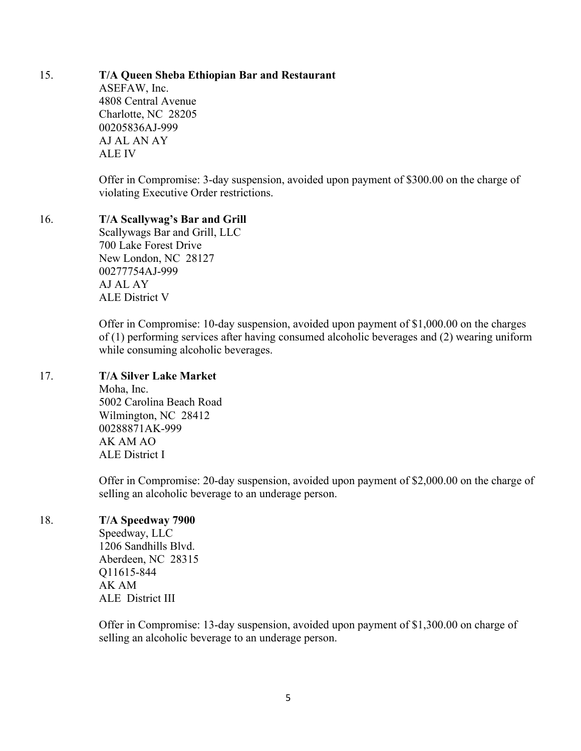15. **T/A Queen Sheba Ethiopian Bar and Restaurant**
    ASEFAW, Inc.
    4808 Central Avenue
    Charlotte, NC 28205
    00205836AJ-999
    AJ AL AN AY
    ALE IV

    Offer in Compromise: 3-day suspension, avoided upon payment of $300.00 on the charge of violating Executive Order restrictions.

16. **T/A Scallywag's Bar and Grill**
    Scallywags Bar and Grill, LLC
    700 Lake Forest Drive
    New London, NC 28127
    00277754AJ-999
    AJ AL AY
    ALE District V

    Offer in Compromise: 10-day suspension, avoided upon payment of $1,000.00 on the charges of (1) performing services after having consumed alcoholic beverages and (2) wearing uniform while consuming alcoholic beverages.

17. **T/A Silver Lake Market**
    Moha, Inc.
    5002 Carolina Beach Road
    Wilmington, NC 28412
    00288871AK-999
    AK AM AO
    ALE District I

    Offer in Compromise: 20-day suspension, avoided upon payment of $2,000.00 on the charge of selling an alcoholic beverage to an underage person.

18. **T/A Speedway 7900**
    Speedway, LLC
    1206 Sandhills Blvd.
    Aberdeen, NC 28315
    Q11615-844
    AK AM
    ALE District III

    Offer in Compromise: 13-day suspension, avoided upon payment of $1,300.00 on charge of selling an alcoholic beverage to an underage person.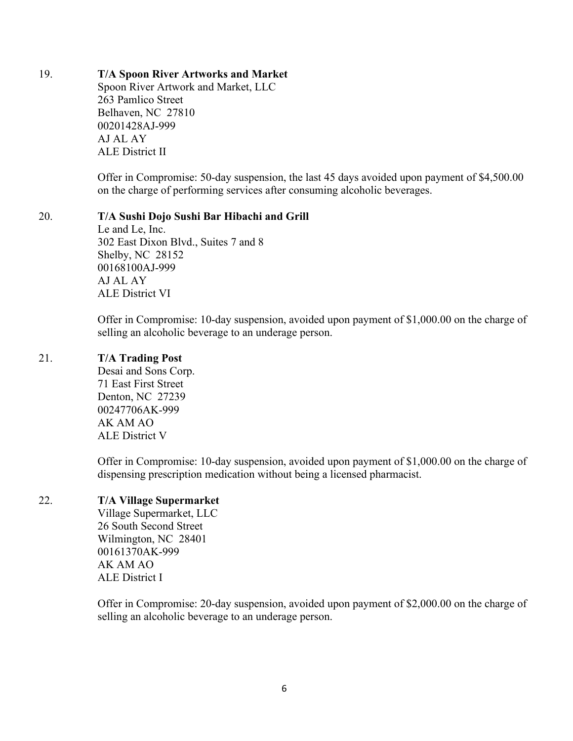19. **T/A Spoon River Artworks and Market**
    Spoon River Artwork and Market, LLC
    263 Pamlico Street
    Belhaven, NC 27810
    00201428AJ-999
    AJ AL AY
    ALE District II

    Offer in Compromise: 50-day suspension, the last 45 days avoided upon payment of $4,500.00 on the charge of performing services after consuming alcoholic beverages.

20. **T/A Sushi Dojo Sushi Bar Hibachi and Grill**
    Le and Le, Inc.
    302 East Dixon Blvd., Suites 7 and 8
    Shelby, NC 28152
    00168100AJ-999
    AJ AL AY
    ALE District VI

    Offer in Compromise: 10-day suspension, avoided upon payment of $1,000.00 on the charge of selling an alcoholic beverage to an underage person.

21. **T/A Trading Post**
    Desai and Sons Corp.
    71 East First Street
    Denton, NC 27239
    00247706AK-999
    AK AM AO
    ALE District V

    Offer in Compromise: 10-day suspension, avoided upon payment of $1,000.00 on the charge of dispensing prescription medication without being a licensed pharmacist.

22. **T/A Village Supermarket**
    Village Supermarket, LLC
    26 South Second Street
    Wilmington, NC 28401
    00161370AK-999
    AK AM AO
    ALE District I

    Offer in Compromise: 20-day suspension, avoided upon payment of $2,000.00 on the charge of selling an alcoholic beverage to an underage person.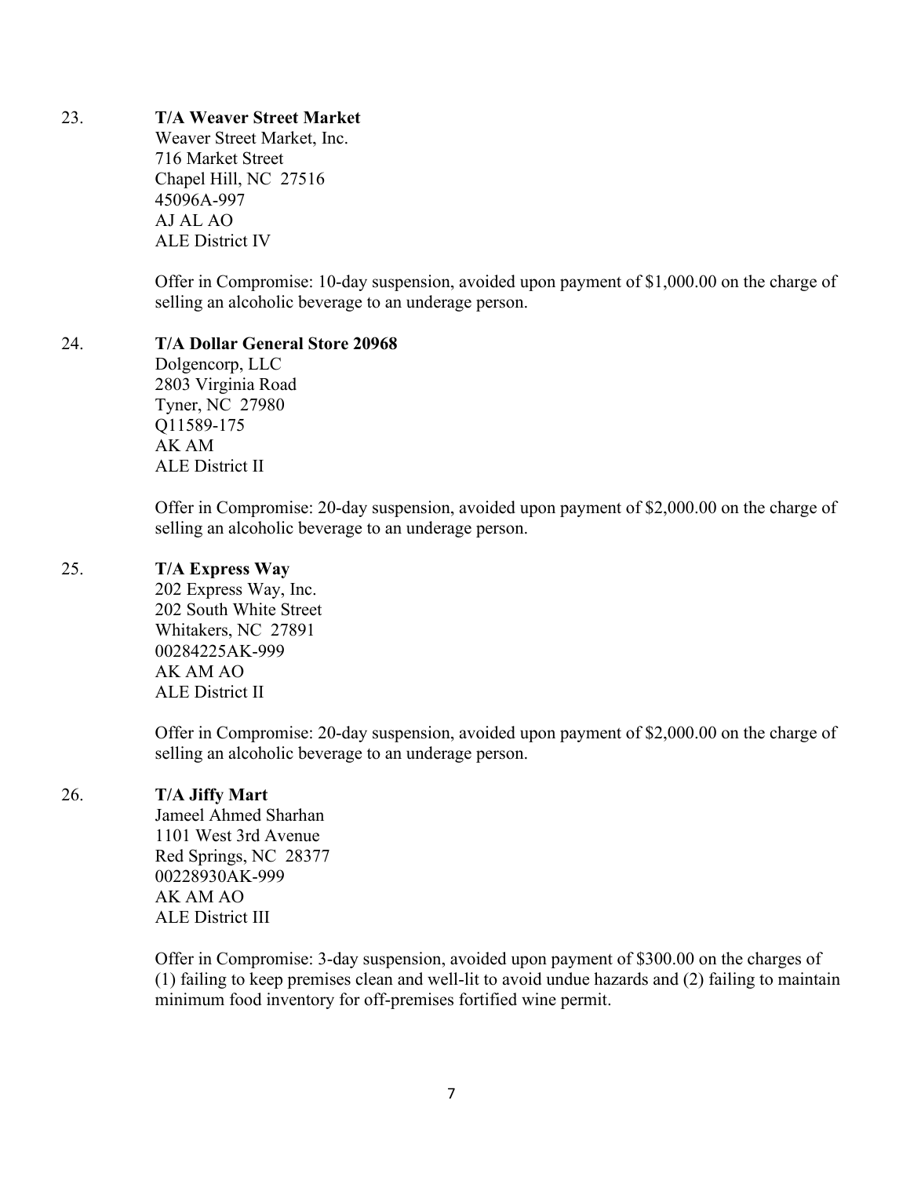23. **T/A Weaver Street Market**
    Weaver Street Market, Inc.
    716 Market Street
    Chapel Hill, NC 27516
    45096A-997
    AJ AL AO
    ALE District IV

    Offer in Compromise: 10-day suspension, avoided upon payment of $1,000.00 on the charge of selling an alcoholic beverage to an underage person.

24. **T/A Dollar General Store 20968**
    Dolgencorp, LLC
    2803 Virginia Road
    Tyner, NC 27980
    Q11589-175
    AK AM
    ALE District II

    Offer in Compromise: 20-day suspension, avoided upon payment of $2,000.00 on the charge of selling an alcoholic beverage to an underage person.

25. **T/A Express Way**
    202 Express Way, Inc.
    202 South White Street
    Whitakers, NC 27891
    00284225AK-999
    AK AM AO
    ALE District II

    Offer in Compromise: 20-day suspension, avoided upon payment of $2,000.00 on the charge of selling an alcoholic beverage to an underage person.

26. **T/A Jiffy Mart**
    Jameel Ahmed Sharhan
    1101 West 3rd Avenue
    Red Springs, NC 28377
    00228930AK-999
    AK AM AO
    ALE District III

    Offer in Compromise: 3-day suspension, avoided upon payment of $300.00 on the charges of (1) failing to keep premises clean and well-lit to avoid undue hazards and (2) failing to maintain minimum food inventory for off-premises fortified wine permit.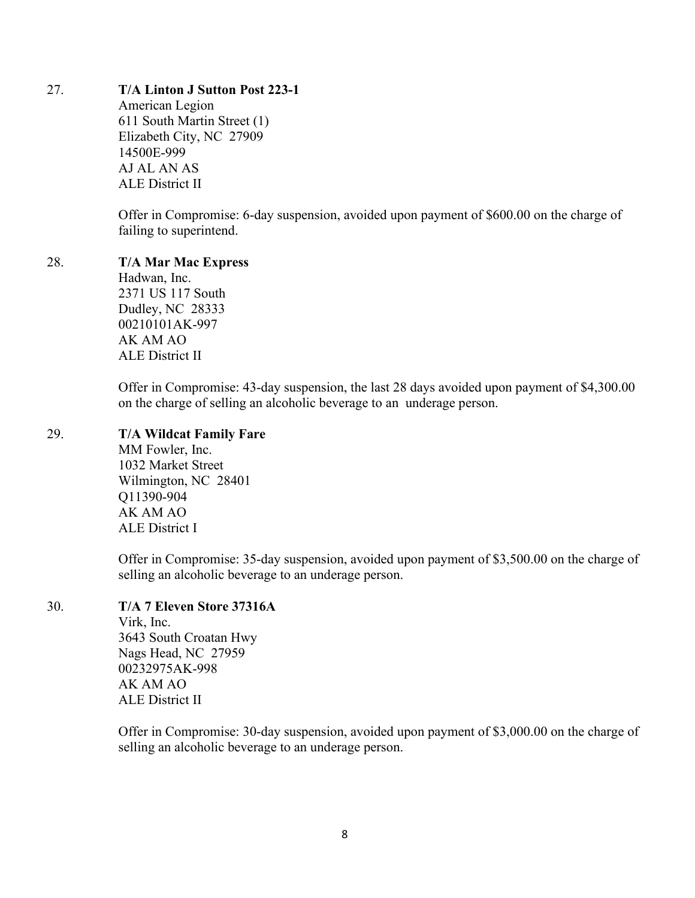27. **T/A Linton J Sutton Post 223-1**
    American Legion
    611 South Martin Street (1)
    Elizabeth City, NC 27909
    14500E-999
    AJ AL AN AS
    ALE District II

    Offer in Compromise: 6-day suspension, avoided upon payment of $600.00 on the charge of failing to superintend.

28. **T/A Mar Mac Express**
    Hadwan, Inc.
    2371 US 117 South
    Dudley, NC 28333
    00210101AK-997
    AK AM AO
    ALE District II

    Offer in Compromise: 43-day suspension, the last 28 days avoided upon payment of $4,300.00 on the charge of selling an alcoholic beverage to an underage person.

29. **T/A Wildcat Family Fare**
    MM Fowler, Inc.
    1032 Market Street
    Wilmington, NC 28401
    Q11390-904
    AK AM AO
    ALE District I

    Offer in Compromise: 35-day suspension, avoided upon payment of $3,500.00 on the charge of selling an alcoholic beverage to an underage person.

30. **T/A 7 Eleven Store 37316A**
    Virk, Inc.
    3643 South Croatan Hwy
    Nags Head, NC 27959
    00232975AK-998
    AK AM AO
    ALE District II

    Offer in Compromise: 30-day suspension, avoided upon payment of $3,000.00 on the charge of selling an alcoholic beverage to an underage person.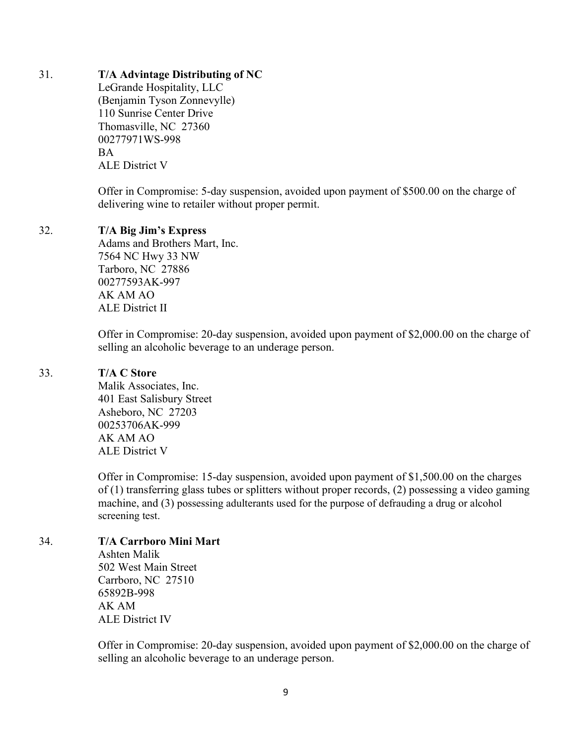31. **T/A Advintage Distributing of NC**
    LeGrande Hospitality, LLC
    (Benjamin Tyson Zonnevylle)
    110 Sunrise Center Drive
    Thomasville, NC 27360
    00277971WS-998
    BA
    ALE District V

    Offer in Compromise: 5-day suspension, avoided upon payment of $500.00 on the charge of delivering wine to retailer without proper permit.

32. **T/A Big Jim's Express**
    Adams and Brothers Mart, Inc.
    7564 NC Hwy 33 NW
    Tarboro, NC 27886
    00277593AK-997
    AK AM AO
    ALE District II

    Offer in Compromise: 20-day suspension, avoided upon payment of $2,000.00 on the charge of selling an alcoholic beverage to an underage person.

33. **T/A C Store**
    Malik Associates, Inc.
    401 East Salisbury Street
    Asheboro, NC 27203
    00253706AK-999
    AK AM AO
    ALE District V

    Offer in Compromise: 15-day suspension, avoided upon payment of $1,500.00 on the charges of (1) transferring glass tubes or splitters without proper records, (2) possessing a video gaming machine, and (3) possessing adulterants used for the purpose of defrauding a drug or alcohol screening test.

34. **T/A Carrboro Mini Mart**
    Ashten Malik
    502 West Main Street
    Carrboro, NC 27510
    65892B-998
    AK AM
    ALE District IV

    Offer in Compromise: 20-day suspension, avoided upon payment of $2,000.00 on the charge of selling an alcoholic beverage to an underage person.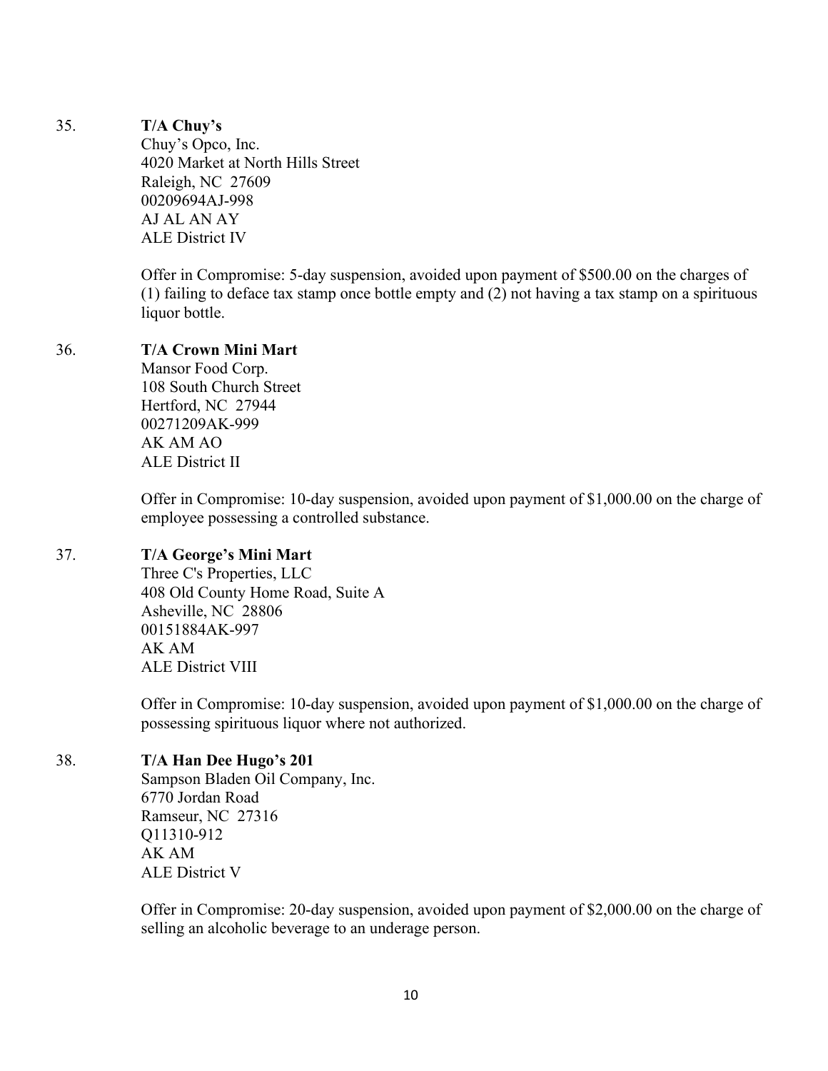35. **T/A Chuy's**
    Chuy's Opco, Inc.
    4020 Market at North Hills Street
    Raleigh, NC 27609
    00209694AJ-998
    AJ AL AN AY
    ALE District IV

    Offer in Compromise: 5-day suspension, avoided upon payment of $500.00 on the charges of (1) failing to deface tax stamp once bottle empty and (2) not having a tax stamp on a spirituous liquor bottle.

36. **T/A Crown Mini Mart**
    Mansor Food Corp.
    108 South Church Street
    Hertford, NC 27944
    00271209AK-999
    AK AM AO
    ALE District II

    Offer in Compromise: 10-day suspension, avoided upon payment of $1,000.00 on the charge of employee possessing a controlled substance.

37. **T/A George's Mini Mart**
    Three C's Properties, LLC
    408 Old County Home Road, Suite A
    Asheville, NC 28806
    00151884AK-997
    AK AM
    ALE District VIII

    Offer in Compromise: 10-day suspension, avoided upon payment of $1,000.00 on the charge of possessing spirituous liquor where not authorized.

38. **T/A Han Dee Hugo's 201**
    Sampson Bladen Oil Company, Inc.
    6770 Jordan Road
    Ramseur, NC 27316
    Q11310-912
    AK AM
    ALE District V

    Offer in Compromise: 20-day suspension, avoided upon payment of $2,000.00 on the charge of selling an alcoholic beverage to an underage person.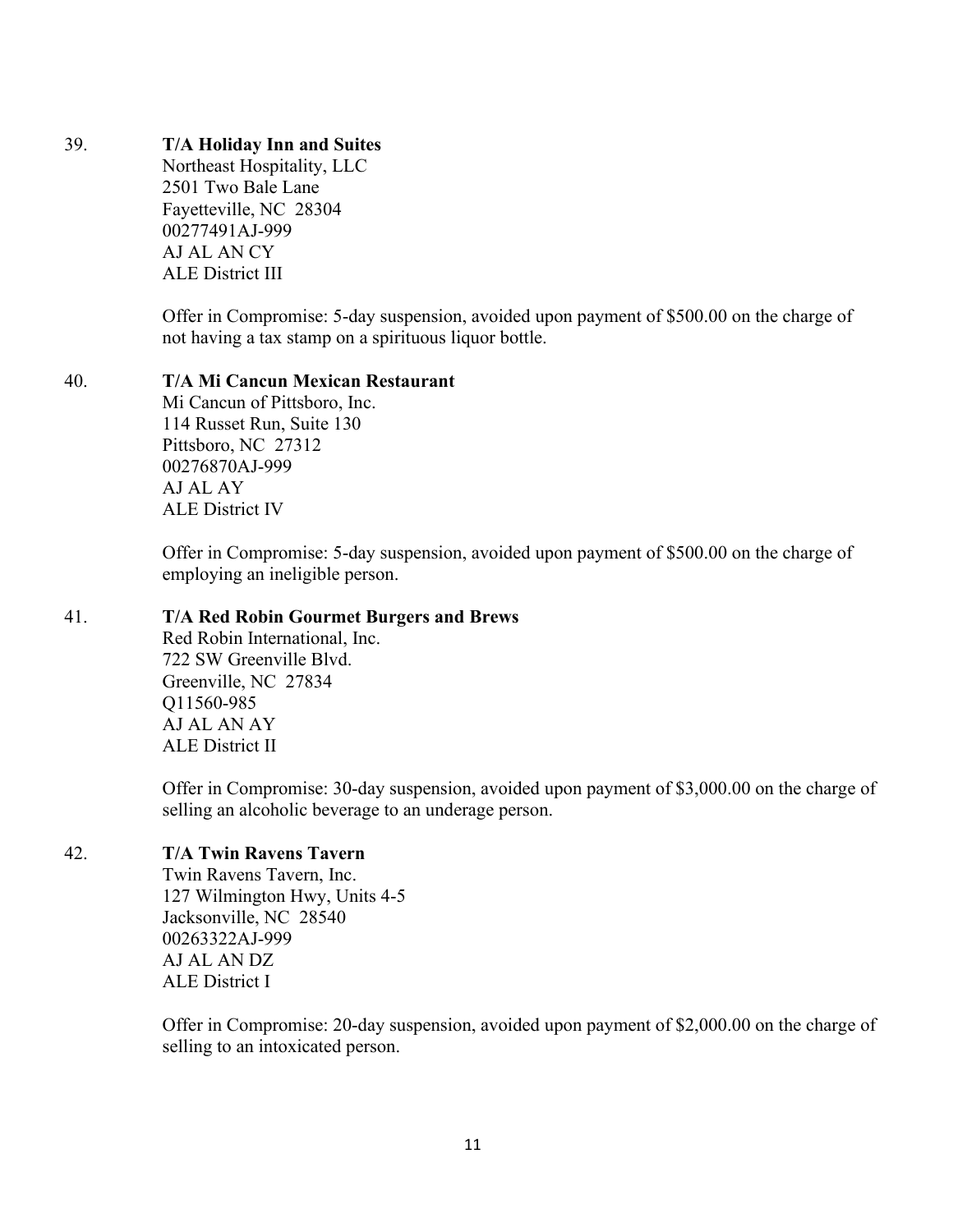39. **T/A Holiday Inn and Suites**
    Northeast Hospitality, LLC
    2501 Two Bale Lane
    Fayetteville, NC 28304
    00277491AJ-999
    AJ AL AN CY
    ALE District III

    Offer in Compromise: 5-day suspension, avoided upon payment of $500.00 on the charge of not having a tax stamp on a spirituous liquor bottle.

40. **T/A Mi Cancun Mexican Restaurant**
    Mi Cancun of Pittsboro, Inc.
    114 Russet Run, Suite 130
    Pittsboro, NC 27312
    00276870AJ-999
    AJ AL AY
    ALE District IV

    Offer in Compromise: 5-day suspension, avoided upon payment of $500.00 on the charge of employing an ineligible person.

41. **T/A Red Robin Gourmet Burgers and Brews**
    Red Robin International, Inc.
    722 SW Greenville Blvd.
    Greenville, NC 27834
    Q11560-985
    AJ AL AN AY
    ALE District II

    Offer in Compromise: 30-day suspension, avoided upon payment of $3,000.00 on the charge of selling an alcoholic beverage to an underage person.

42. **T/A Twin Ravens Tavern**
    Twin Ravens Tavern, Inc.
    127 Wilmington Hwy, Units 4-5
    Jacksonville, NC 28540
    00263322AJ-999
    AJ AL AN DZ
    ALE District I

    Offer in Compromise: 20-day suspension, avoided upon payment of $2,000.00 on the charge of selling to an intoxicated person.